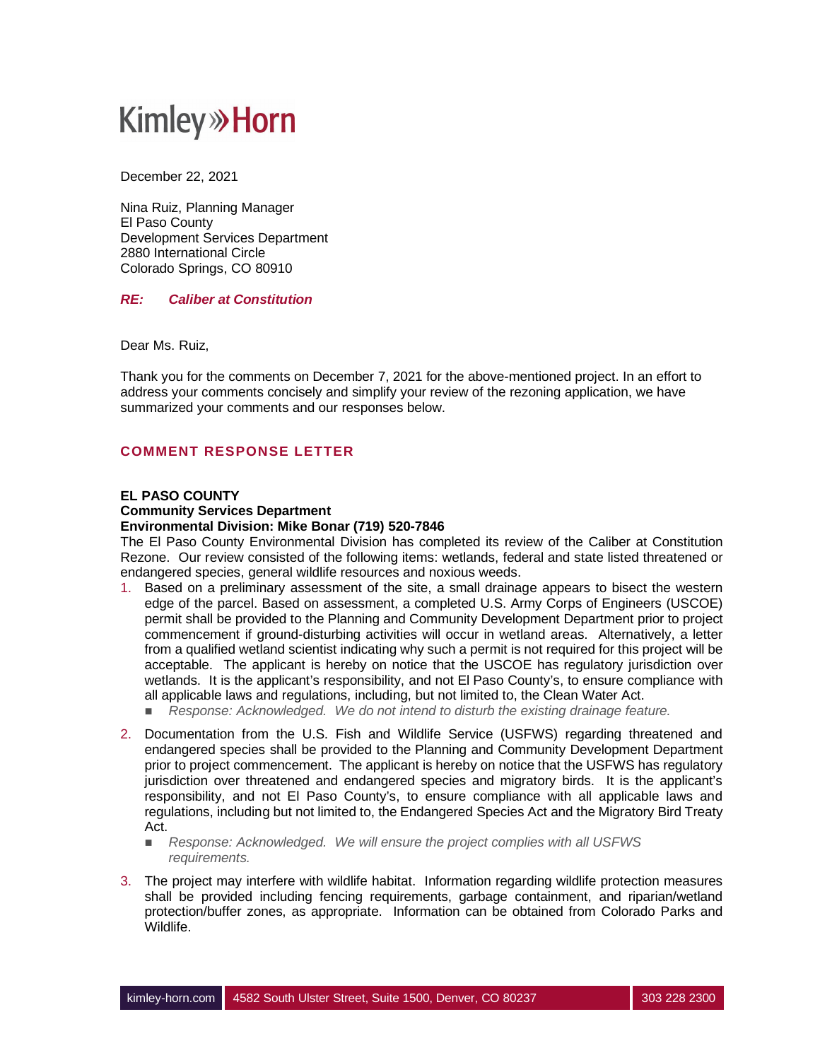Kimley»Horn

December 22, 2021

Nina Ruiz, Planning Manager
El Paso County
Development Services Department
2880 International Circle
Colorado Springs, CO 80910

***RE: Caliber at Constitution***

Dear Ms. Ruiz,

Thank you for the comments on December 7, 2021 for the above-mentioned project. In an effort to address your comments concisely and simplify your review of the rezoning application, we have summarized your comments and our responses below.

## COMMENT RESPONSE LETTER

**EL PASO COUNTY**
**Community Services Department**
**Environmental Division: Mike Bonar (719) 520-7846**

The El Paso County Environmental Division has completed its review of the Caliber at Constitution Rezone. Our review consisted of the following items: wetlands, federal and state listed threatened or endangered species, general wildlife resources and noxious weeds.

1. Based on a preliminary assessment of the site, a small drainage appears to bisect the western edge of the parcel. Based on assessment, a completed U.S. Army Corps of Engineers (USCOE) permit shall be provided to the Planning and Community Development Department prior to project commencement if ground-disturbing activities will occur in wetland areas. Alternatively, a letter from a qualified wetland scientist indicating why such a permit is not required for this project will be acceptable. The applicant is hereby on notice that the USCOE has regulatory jurisdiction over wetlands. It is the applicant's responsibility, and not El Paso County's, to ensure compliance with all applicable laws and regulations, including, but not limited to, the Clean Water Act.
   - *Response: Acknowledged. We do not intend to disturb the existing drainage feature.*
2. Documentation from the U.S. Fish and Wildlife Service (USFWS) regarding threatened and endangered species shall be provided to the Planning and Community Development Department prior to project commencement. The applicant is hereby on notice that the USFWS has regulatory jurisdiction over threatened and endangered species and migratory birds. It is the applicant's responsibility, and not El Paso County's, to ensure compliance with all applicable laws and regulations, including but not limited to, the Endangered Species Act and the Migratory Bird Treaty Act.
   - *Response: Acknowledged. We will ensure the project complies with all USFWS requirements.*
3. The project may interfere with wildlife habitat. Information regarding wildlife protection measures shall be provided including fencing requirements, garbage containment, and riparian/wetland protection/buffer zones, as appropriate. Information can be obtained from Colorado Parks and Wildlife.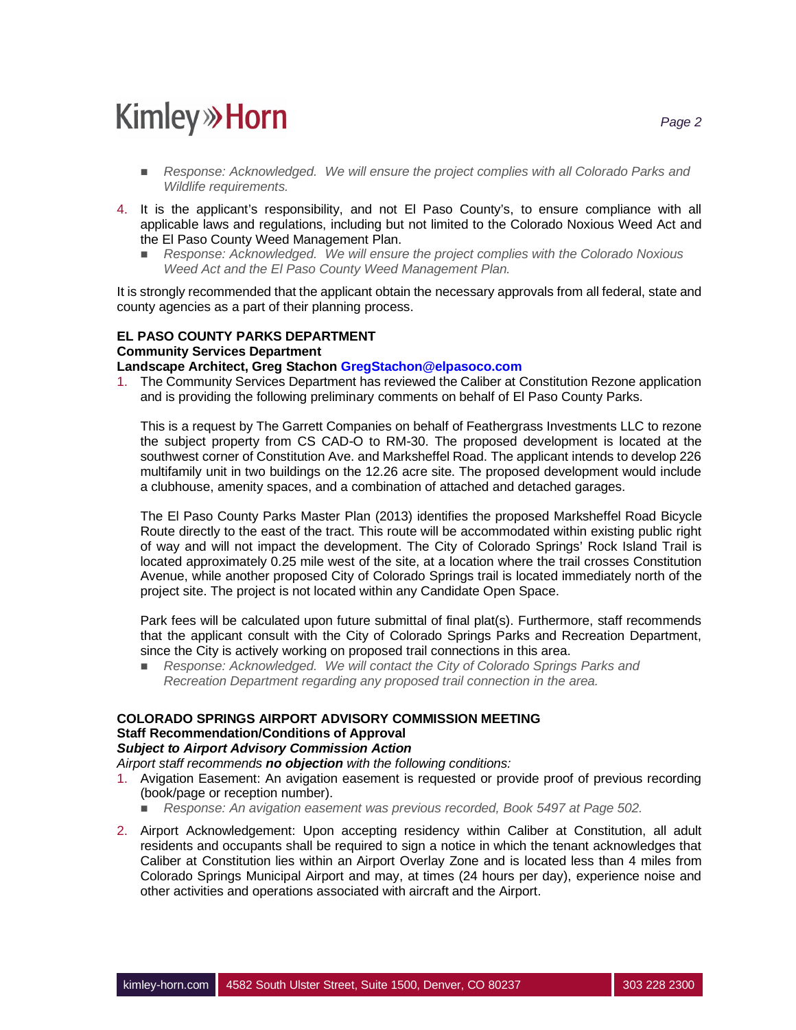- *Response: Acknowledged. We will ensure the project complies with all Colorado Parks and Wildlife requirements.*

4. It is the applicant's responsibility, and not El Paso County's, to ensure compliance with all applicable laws and regulations, including but not limited to the Colorado Noxious Weed Act and the El Paso County Weed Management Plan.
   - *Response: Acknowledged. We will ensure the project complies with the Colorado Noxious Weed Act and the El Paso County Weed Management Plan.*

It is strongly recommended that the applicant obtain the necessary approvals from all federal, state and county agencies as a part of their planning process.

**EL PASO COUNTY PARKS DEPARTMENT**
**Community Services Department**
**Landscape Architect, Greg Stachon GregStachon@elpasoco.com**

1. The Community Services Department has reviewed the Caliber at Constitution Rezone application and is providing the following preliminary comments on behalf of El Paso County Parks.

   This is a request by The Garrett Companies on behalf of Feathergrass Investments LLC to rezone the subject property from CS CAD-O to RM-30. The proposed development is located at the southwest corner of Constitution Ave. and Marksheffel Road. The applicant intends to develop 226 multifamily unit in two buildings on the 12.26 acre site. The proposed development would include a clubhouse, amenity spaces, and a combination of attached and detached garages.

   The El Paso County Parks Master Plan (2013) identifies the proposed Marksheffel Road Bicycle Route directly to the east of the tract. This route will be accommodated within existing public right of way and will not impact the development. The City of Colorado Springs' Rock Island Trail is located approximately 0.25 mile west of the site, at a location where the trail crosses Constitution Avenue, while another proposed City of Colorado Springs trail is located immediately north of the project site. The project is not located within any Candidate Open Space.

   Park fees will be calculated upon future submittal of final plat(s). Furthermore, staff recommends that the applicant consult with the City of Colorado Springs Parks and Recreation Department, since the City is actively working on proposed trail connections in this area.
   - *Response: Acknowledged. We will contact the City of Colorado Springs Parks and Recreation Department regarding any proposed trail connection in the area.*

**COLORADO SPRINGS AIRPORT ADVISORY COMMISSION MEETING**
**Staff Recommendation/Conditions of Approval**
***Subject to Airport Advisory Commission Action***
*Airport staff recommends **no objection** with the following conditions:*

1. Avigation Easement: An avigation easement is requested or provide proof of previous recording (book/page or reception number).
   - *Response: An avigation easement was previous recorded, Book 5497 at Page 502.*

2. Airport Acknowledgement: Upon accepting residency within Caliber at Constitution, all adult residents and occupants shall be required to sign a notice in which the tenant acknowledges that Caliber at Constitution lies within an Airport Overlay Zone and is located less than 4 miles from Colorado Springs Municipal Airport and may, at times (24 hours per day), experience noise and other activities and operations associated with aircraft and the Airport.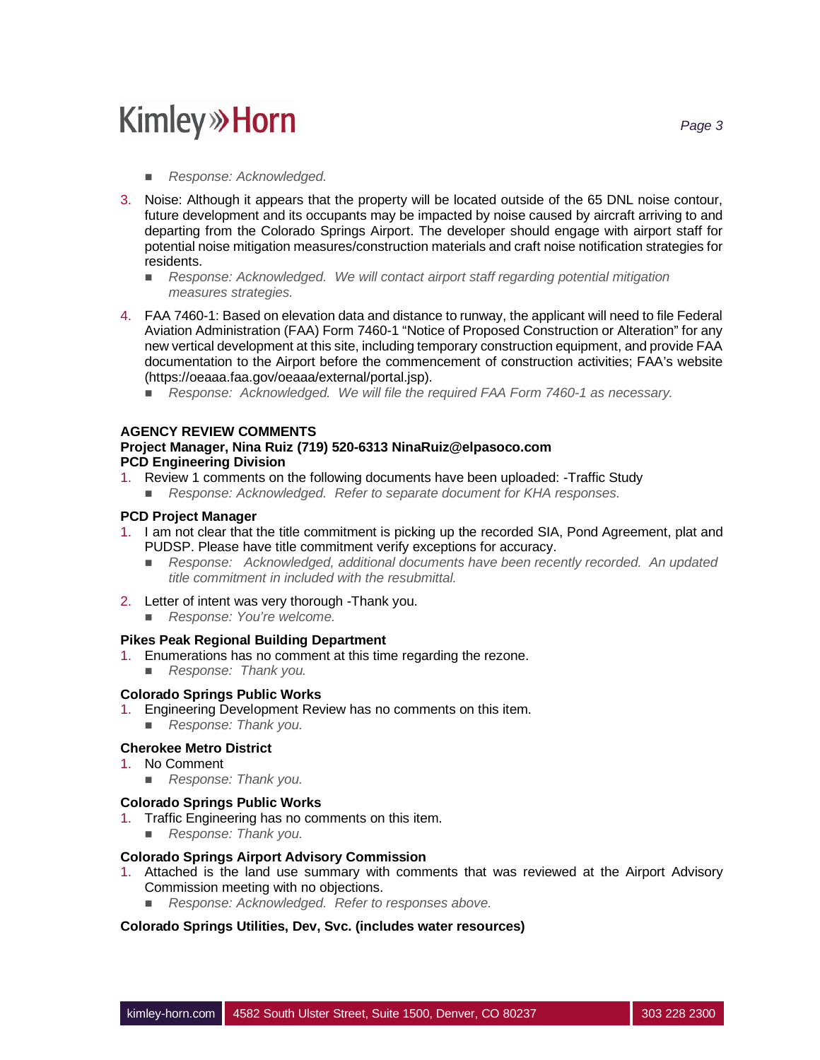- *Response: Acknowledged.*

3. Noise: Although it appears that the property will be located outside of the 65 DNL noise contour, future development and its occupants may be impacted by noise caused by aircraft arriving to and departing from the Colorado Springs Airport. The developer should engage with airport staff for potential noise mitigation measures/construction materials and craft noise notification strategies for residents.
   - *Response: Acknowledged. We will contact airport staff regarding potential mitigation measures strategies.*

4. FAA 7460-1: Based on elevation data and distance to runway, the applicant will need to file Federal Aviation Administration (FAA) Form 7460-1 "Notice of Proposed Construction or Alteration" for any new vertical development at this site, including temporary construction equipment, and provide FAA documentation to the Airport before the commencement of construction activities; FAA's website (https://oeaaa.faa.gov/oeaaa/external/portal.jsp).
   - *Response: Acknowledged. We will file the required FAA Form 7460-1 as necessary.*

**AGENCY REVIEW COMMENTS**
**Project Manager, Nina Ruiz (719) 520-6313 NinaRuiz@elpasoco.com**
**PCD Engineering Division**

1. Review 1 comments on the following documents have been uploaded: -Traffic Study
   - *Response: Acknowledged. Refer to separate document for KHA responses.*

**PCD Project Manager**

1. I am not clear that the title commitment is picking up the recorded SIA, Pond Agreement, plat and PUDSP. Please have title commitment verify exceptions for accuracy.
   - *Response: Acknowledged, additional documents have been recently recorded. An updated title commitment in included with the resubmittal.*

2. Letter of intent was very thorough -Thank you.
   - *Response: You're welcome.*

**Pikes Peak Regional Building Department**

1. Enumerations has no comment at this time regarding the rezone.
   - *Response: Thank you.*

**Colorado Springs Public Works**

1. Engineering Development Review has no comments on this item.
   - *Response: Thank you.*

**Cherokee Metro District**

1. No Comment
   - *Response: Thank you.*

**Colorado Springs Public Works**

1. Traffic Engineering has no comments on this item.
   - *Response: Thank you.*

**Colorado Springs Airport Advisory Commission**

1. Attached is the land use summary with comments that was reviewed at the Airport Advisory Commission meeting with no objections.
   - *Response: Acknowledged. Refer to responses above.*

**Colorado Springs Utilities, Dev, Svc. (includes water resources)**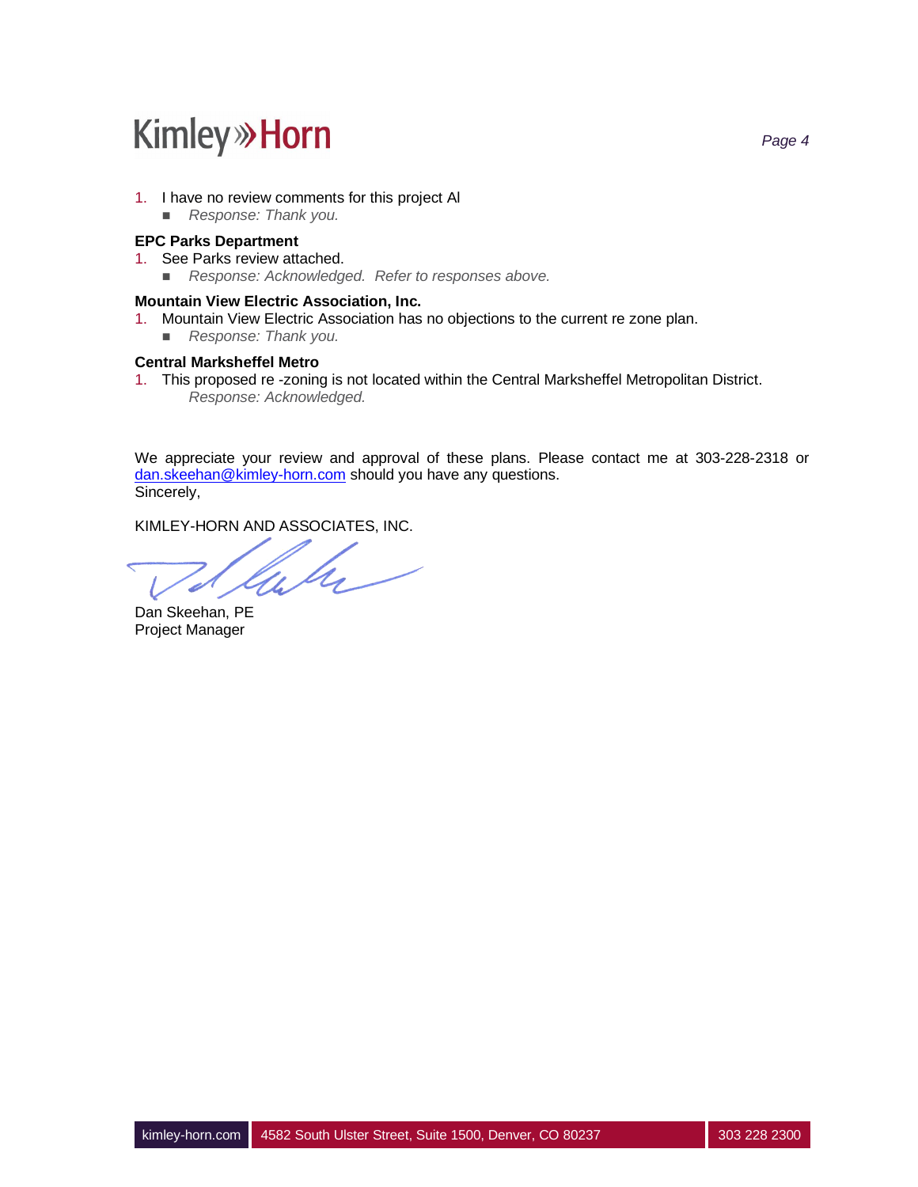1. I have no review comments for this project Al
   - *Response: Thank you.*

**EPC Parks Department**

1. See Parks review attached.
   - *Response: Acknowledged. Refer to responses above.*

**Mountain View Electric Association, Inc.**

1. Mountain View Electric Association has no objections to the current re zone plan.
   - *Response: Thank you.*

**Central Marksheffel Metro**

1. This proposed re -zoning is not located within the Central Marksheffel Metropolitan District.
   *Response: Acknowledged.*

We appreciate your review and approval of these plans. Please contact me at 303-228-2318 or dan.skeehan@kimley-horn.com should you have any questions.

Sincerely,

KIMLEY-HORN AND ASSOCIATES, INC.

Dan Skeehan, PE
Project Manager